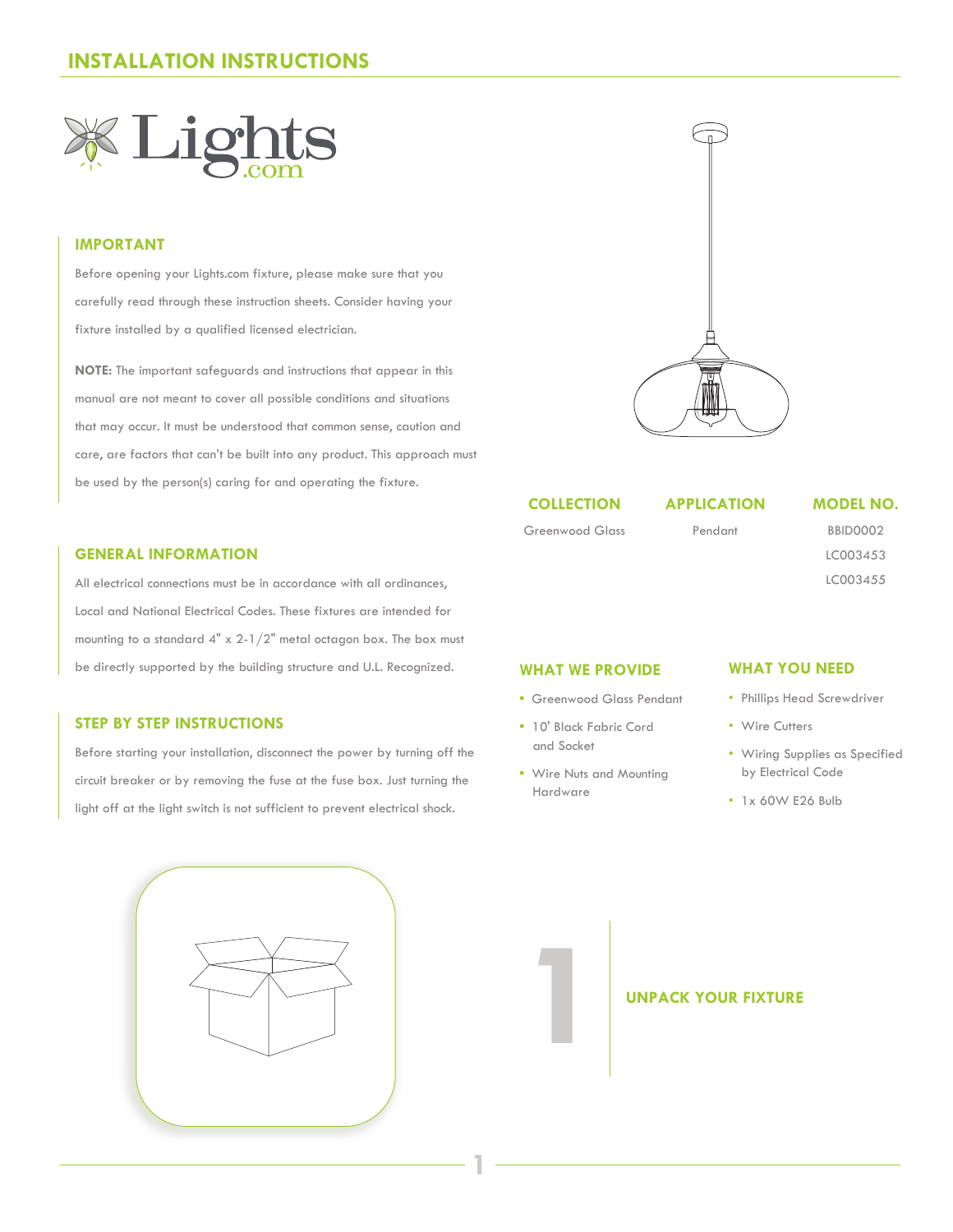# INSTALLATION INSTRUCTIONS

Lights.com

## IMPORTANT

Before opening your Lights.com fixture, please make sure that you carefully read through these instruction sheets. Consider having your fixture installed by a qualified licensed electrician.

**NOTE:** The important safeguards and instructions that appear in this manual are not meant to cover all possible conditions and situations that may occur. It must be understood that common sense, caution and care, are factors that can't be built into any product. This approach must be used by the person(s) caring for and operating the fixture.

| COLLECTION | APPLICATION | MODEL NO. |
| --- | --- | --- |
| Greenwood Glass | Pendant | BBID0002 |
| | | LC003453 |
| | | LC003455 |

## GENERAL INFORMATION

All electrical connections must be in accordance with all ordinances, Local and National Electrical Codes. These fixtures are intended for mounting to a standard 4" x 2-1/2" metal octagon box. The box must be directly supported by the building structure and U.L. Recognized.

## STEP BY STEP INSTRUCTIONS

Before starting your installation, disconnect the power by turning off the circuit breaker or by removing the fuse at the fuse box. Just turning the light off at the light switch is not sufficient to prevent electrical shock.

## WHAT WE PROVIDE

- Greenwood Glass Pendant
- 10' Black Fabric Cord and Socket
- Wire Nuts and Mounting Hardware

## WHAT YOU NEED

- Phillips Head Screwdriver
- Wire Cutters
- Wiring Supplies as Specified by Electrical Code
- 1x 60W E26 Bulb

## 1 UNPACK YOUR FIXTURE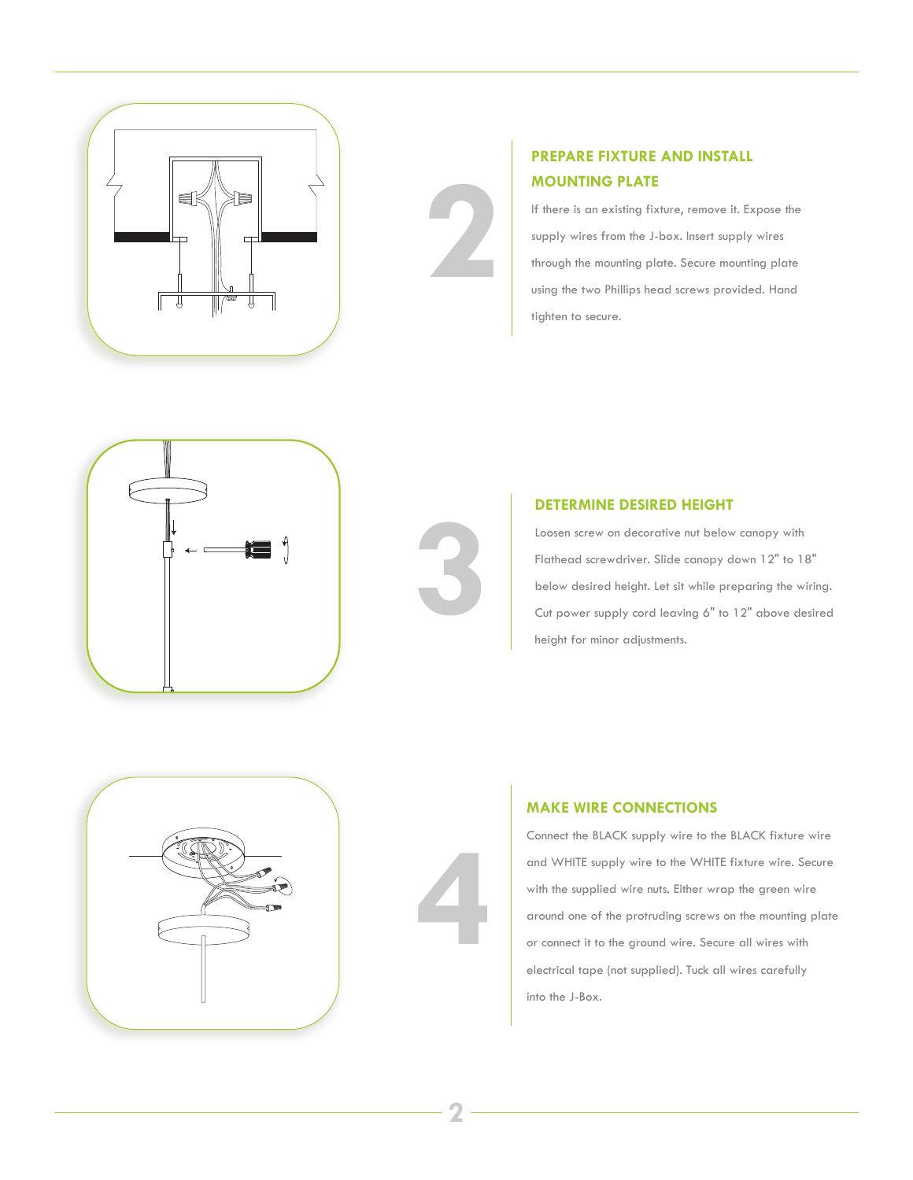## 2 PREPARE FIXTURE AND INSTALL MOUNTING PLATE

If there is an existing fixture, remove it. Expose the supply wires from the J-box. Insert supply wires through the mounting plate. Secure mounting plate using the two Phillips head screws provided. Hand tighten to secure.

## 3 DETERMINE DESIRED HEIGHT

Loosen screw on decorative nut below canopy with Flathead screwdriver. Slide canopy down 12" to 18" below desired height. Let sit while preparing the wiring. Cut power supply cord leaving 6" to 12" above desired height for minor adjustments.

## 4 MAKE WIRE CONNECTIONS

Connect the BLACK supply wire to the BLACK fixture wire and WHITE supply wire to the WHITE fixture wire. Secure with the supplied wire nuts. Either wrap the green wire around one of the protruding screws on the mounting plate or connect it to the ground wire. Secure all wires with electrical tape (not supplied). Tuck all wires carefully into the J-Box.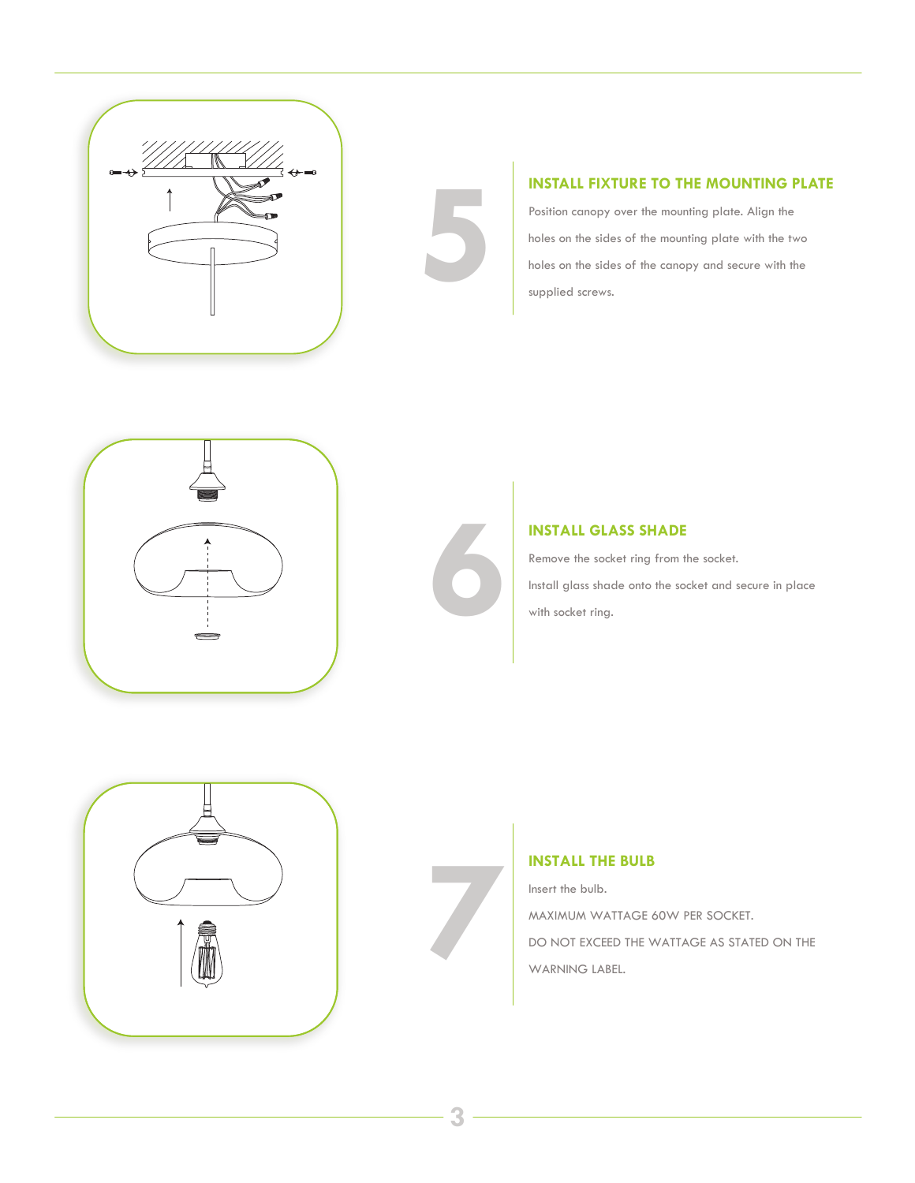## 5

### INSTALL FIXTURE TO THE MOUNTING PLATE

Position canopy over the mounting plate. Align the holes on the sides of the mounting plate with the two holes on the sides of the canopy and secure with the supplied screws.

## 6

### INSTALL GLASS SHADE

Remove the socket ring from the socket.

Install glass shade onto the socket and secure in place with socket ring.

## 7

### INSTALL THE BULB

Insert the bulb.

MAXIMUM WATTAGE 60W PER SOCKET.

DO NOT EXCEED THE WATTAGE AS STATED ON THE WARNING LABEL.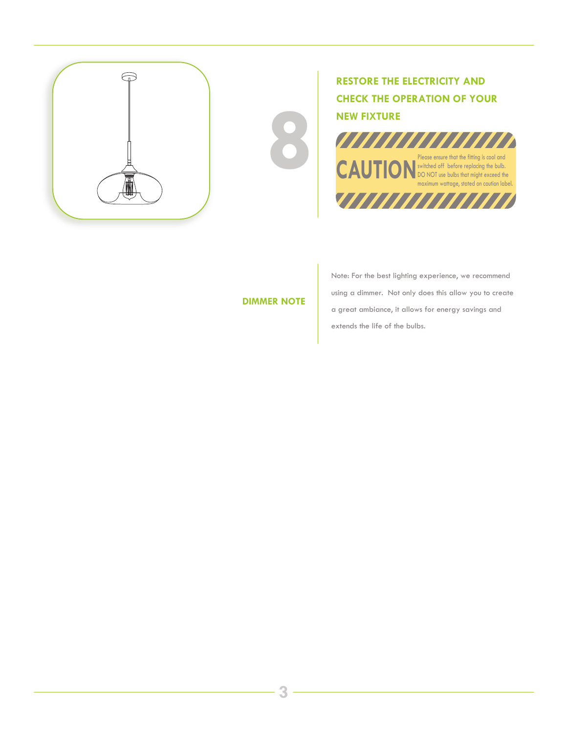## 8

### RESTORE THE ELECTRICITY AND CHECK THE OPERATION OF YOUR NEW FIXTURE

**CAUTION** Please ensure that the fitting is cool and switched off before replacing the bulb. DO NOT use bulbs that might exceed the maximum wattage, stated on caution label.

### DIMMER NOTE

Note: For the best lighting experience, we recommend using a dimmer. Not only does this allow you to create a great ambiance, it allows for energy savings and extends the life of the bulbs.